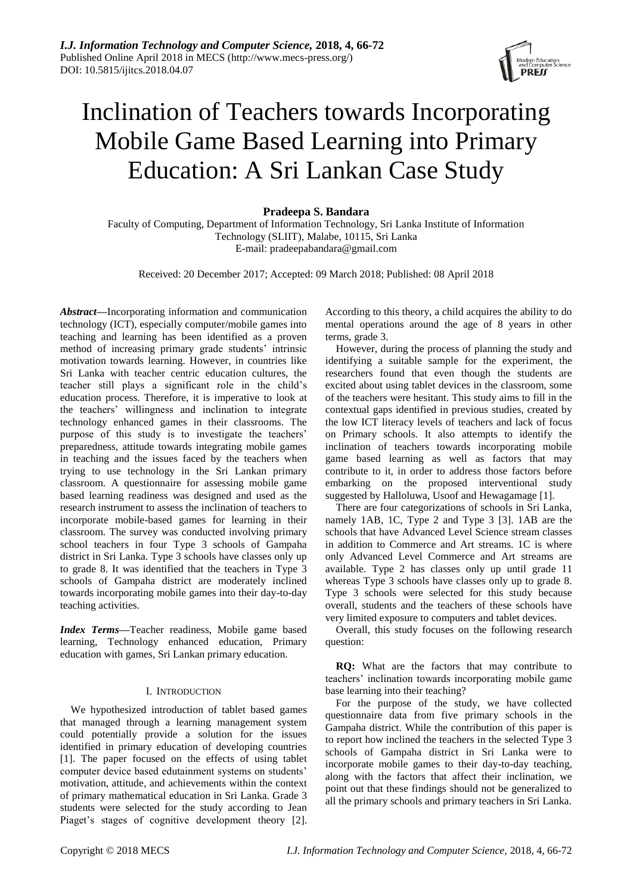# Inclination of Teachers towards Incorporating Mobile Game Based Learning into Primary Education: A Sri Lankan Case Study

**Pradeepa S. Bandara**

Faculty of Computing, Department of Information Technology, Sri Lanka Institute of Information Technology (SLIIT), Malabe, 10115, Sri Lanka
E-mail: pradeepabandara@gmail.com

Received: 20 December 2017; Accepted: 09 March 2018; Published: 08 April 2018

***Abstract*—**Incorporating information and communication technology (ICT), especially computer/mobile games into teaching and learning has been identified as a proven method of increasing primary grade students' intrinsic motivation towards learning. However, in countries like Sri Lanka with teacher centric education cultures, the teacher still plays a significant role in the child's education process. Therefore, it is imperative to look at the teachers' willingness and inclination to integrate technology enhanced games in their classrooms. The purpose of this study is to investigate the teachers' preparedness, attitude towards integrating mobile games in teaching and the issues faced by the teachers when trying to use technology in the Sri Lankan primary classroom. A questionnaire for assessing mobile game based learning readiness was designed and used as the research instrument to assess the inclination of teachers to incorporate mobile-based games for learning in their classroom. The survey was conducted involving primary school teachers in four Type 3 schools of Gampaha district in Sri Lanka. Type 3 schools have classes only up to grade 8. It was identified that the teachers in Type 3 schools of Gampaha district are moderately inclined towards incorporating mobile games into their day-to-day teaching activities.

***Index Terms*—**Teacher readiness, Mobile game based learning, Technology enhanced education, Primary education with games, Sri Lankan primary education.

## I. INTRODUCTION

We hypothesized introduction of tablet based games that managed through a learning management system could potentially provide a solution for the issues identified in primary education of developing countries [1]. The paper focused on the effects of using tablet computer device based edutainment systems on students' motivation, attitude, and achievements within the context of primary mathematical education in Sri Lanka. Grade 3 students were selected for the study according to Jean Piaget's stages of cognitive development theory [2]. According to this theory, a child acquires the ability to do mental operations around the age of 8 years in other terms, grade 3.

However, during the process of planning the study and identifying a suitable sample for the experiment, the researchers found that even though the students are excited about using tablet devices in the classroom, some of the teachers were hesitant. This study aims to fill in the contextual gaps identified in previous studies, created by the low ICT literacy levels of teachers and lack of focus on Primary schools. It also attempts to identify the inclination of teachers towards incorporating mobile game based learning as well as factors that may contribute to it, in order to address those factors before embarking on the proposed interventional study suggested by Halloluwa, Usoof and Hewagamage [1].

There are four categorizations of schools in Sri Lanka, namely 1AB, 1C, Type 2 and Type 3 [3]. 1AB are the schools that have Advanced Level Science stream classes in addition to Commerce and Art streams. 1C is where only Advanced Level Commerce and Art streams are available. Type 2 has classes only up until grade 11 whereas Type 3 schools have classes only up to grade 8. Type 3 schools were selected for this study because overall, students and the teachers of these schools have very limited exposure to computers and tablet devices.

Overall, this study focuses on the following research question:

**RQ:** What are the factors that may contribute to teachers' inclination towards incorporating mobile game base learning into their teaching?

For the purpose of the study, we have collected questionnaire data from five primary schools in the Gampaha district. While the contribution of this paper is to report how inclined the teachers in the selected Type 3 schools of Gampaha district in Sri Lanka were to incorporate mobile games to their day-to-day teaching, along with the factors that affect their inclination, we point out that these findings should not be generalized to all the primary schools and primary teachers in Sri Lanka.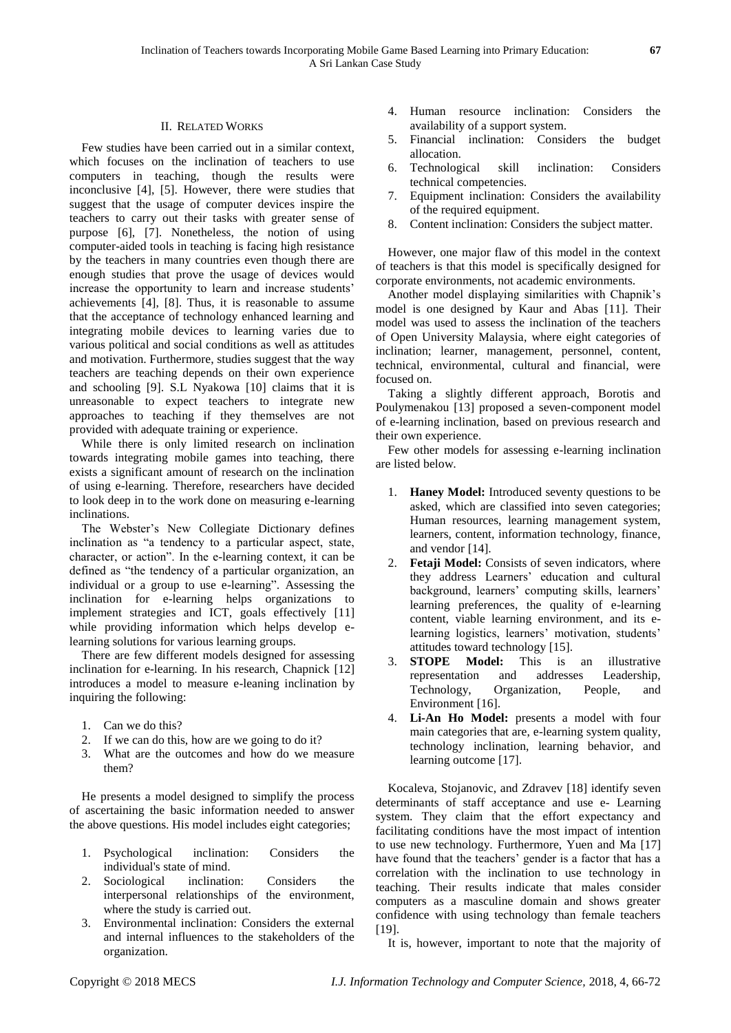## II. Related Works

Few studies have been carried out in a similar context, which focuses on the inclination of teachers to use computers in teaching, though the results were inconclusive [4], [5]. However, there were studies that suggest that the usage of computer devices inspire the teachers to carry out their tasks with greater sense of purpose [6], [7]. Nonetheless, the notion of using computer-aided tools in teaching is facing high resistance by the teachers in many countries even though there are enough studies that prove the usage of devices would increase the opportunity to learn and increase students' achievements [4], [8]. Thus, it is reasonable to assume that the acceptance of technology enhanced learning and integrating mobile devices to learning varies due to various political and social conditions as well as attitudes and motivation. Furthermore, studies suggest that the way teachers are teaching depends on their own experience and schooling [9]. S.L Nyakowa [10] claims that it is unreasonable to expect teachers to integrate new approaches to teaching if they themselves are not provided with adequate training or experience.

While there is only limited research on inclination towards integrating mobile games into teaching, there exists a significant amount of research on the inclination of using e-learning. Therefore, researchers have decided to look deep in to the work done on measuring e-learning inclinations.

The Webster's New Collegiate Dictionary defines inclination as "a tendency to a particular aspect, state, character, or action". In the e-learning context, it can be defined as "the tendency of a particular organization, an individual or a group to use e-learning". Assessing the inclination for e-learning helps organizations to implement strategies and ICT, goals effectively [11] while providing information which helps develop e-learning solutions for various learning groups.

There are few different models designed for assessing inclination for e-learning. In his research, Chapnick [12] introduces a model to measure e-leaning inclination by inquiring the following:

1. Can we do this?
2. If we can do this, how are we going to do it?
3. What are the outcomes and how do we measure them?

He presents a model designed to simplify the process of ascertaining the basic information needed to answer the above questions. His model includes eight categories;

1. Psychological inclination: Considers the individual's state of mind.
2. Sociological inclination: Considers the interpersonal relationships of the environment, where the study is carried out.
3. Environmental inclination: Considers the external and internal influences to the stakeholders of the organization.
4. Human resource inclination: Considers the availability of a support system.
5. Financial inclination: Considers the budget allocation.
6. Technological skill inclination: Considers technical competencies.
7. Equipment inclination: Considers the availability of the required equipment.
8. Content inclination: Considers the subject matter.

However, one major flaw of this model in the context of teachers is that this model is specifically designed for corporate environments, not academic environments.

Another model displaying similarities with Chapnik's model is one designed by Kaur and Abas [11]. Their model was used to assess the inclination of the teachers of Open University Malaysia, where eight categories of inclination; learner, management, personnel, content, technical, environmental, cultural and financial, were focused on.

Taking a slightly different approach, Borotis and Poulymenakou [13] proposed a seven-component model of e-learning inclination, based on previous research and their own experience.

Few other models for assessing e-learning inclination are listed below.

1. **Haney Model:** Introduced seventy questions to be asked, which are classified into seven categories; Human resources, learning management system, learners, content, information technology, finance, and vendor [14].
2. **Fetaji Model:** Consists of seven indicators, where they address Learners' education and cultural background, learners' computing skills, learners' learning preferences, the quality of e-learning content, viable learning environment, and its e-learning logistics, learners' motivation, students' attitudes toward technology [15].
3. **STOPE Model:** This is an illustrative representation and addresses Leadership, Technology, Organization, People, and Environment [16].
4. **Li-An Ho Model:** presents a model with four main categories that are, e-learning system quality, technology inclination, learning behavior, and learning outcome [17].

Kocaleva, Stojanovic, and Zdravev [18] identify seven determinants of staff acceptance and use e- Learning system. They claim that the effort expectancy and facilitating conditions have the most impact of intention to use new technology. Furthermore, Yuen and Ma [17] have found that the teachers' gender is a factor that has a correlation with the inclination to use technology in teaching. Their results indicate that males consider computers as a masculine domain and shows greater confidence with using technology than female teachers [19].

It is, however, important to note that the majority of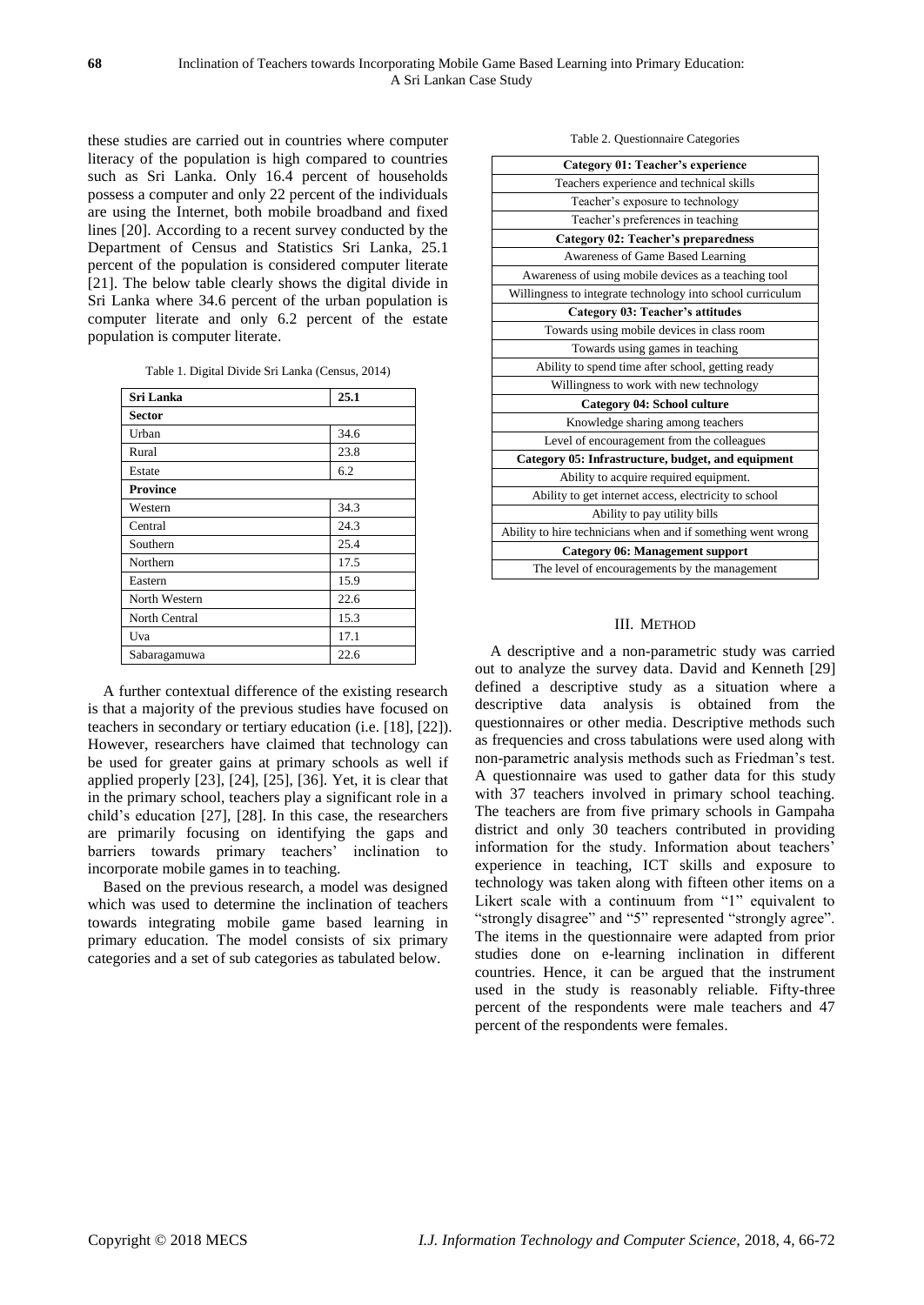these studies are carried out in countries where computer literacy of the population is high compared to countries such as Sri Lanka. Only 16.4 percent of households possess a computer and only 22 percent of the individuals are using the Internet, both mobile broadband and fixed lines [20]. According to a recent survey conducted by the Department of Census and Statistics Sri Lanka, 25.1 percent of the population is considered computer literate [21]. The below table clearly shows the digital divide in Sri Lanka where 34.6 percent of the urban population is computer literate and only 6.2 percent of the estate population is computer literate.

Table 1. Digital Divide Sri Lanka (Census, 2014)

| **Sri Lanka** | **25.1** |
|---|---|
| **Sector** | |
| Urban | 34.6 |
| Rural | 23.8 |
| Estate | 6.2 |
| **Province** | |
| Western | 34.3 |
| Central | 24.3 |
| Southern | 25.4 |
| Northern | 17.5 |
| Eastern | 15.9 |
| North Western | 22.6 |
| North Central | 15.3 |
| Uva | 17.1 |
| Sabaragamuwa | 22.6 |

A further contextual difference of the existing research is that a majority of the previous studies have focused on teachers in secondary or tertiary education (i.e. [18], [22]). However, researchers have claimed that technology can be used for greater gains at primary schools as well if applied properly [23], [24], [25], [36]. Yet, it is clear that in the primary school, teachers play a significant role in a child's education [27], [28]. In this case, the researchers are primarily focusing on identifying the gaps and barriers towards primary teachers' inclination to incorporate mobile games in to teaching.

Based on the previous research, a model was designed which was used to determine the inclination of teachers towards integrating mobile game based learning in primary education. The model consists of six primary categories and a set of sub categories as tabulated below.

Table 2. Questionnaire Categories

| **Category 01: Teacher's experience** |
|---|
| Teachers experience and technical skills |
| Teacher's exposure to technology |
| Teacher's preferences in teaching |
| **Category 02: Teacher's preparedness** |
| Awareness of Game Based Learning |
| Awareness of using mobile devices as a teaching tool |
| Willingness to integrate technology into school curriculum |
| **Category 03: Teacher's attitudes** |
| Towards using mobile devices in class room |
| Towards using games in teaching |
| Ability to spend time after school, getting ready |
| Willingness to work with new technology |
| **Category 04: School culture** |
| Knowledge sharing among teachers |
| Level of encouragement from the colleagues |
| **Category 05: Infrastructure, budget, and equipment** |
| Ability to acquire required equipment. |
| Ability to get internet access, electricity to school |
| Ability to pay utility bills |
| Ability to hire technicians when and if something went wrong |
| **Category 06: Management support** |
| The level of encouragements by the management |

## III. Method

A descriptive and a non-parametric study was carried out to analyze the survey data. David and Kenneth [29] defined a descriptive study as a situation where a descriptive data analysis is obtained from the questionnaires or other media. Descriptive methods such as frequencies and cross tabulations were used along with non-parametric analysis methods such as Friedman's test. A questionnaire was used to gather data for this study with 37 teachers involved in primary school teaching. The teachers are from five primary schools in Gampaha district and only 30 teachers contributed in providing information for the study. Information about teachers' experience in teaching, ICT skills and exposure to technology was taken along with fifteen other items on a Likert scale with a continuum from "1" equivalent to "strongly disagree" and "5" represented "strongly agree". The items in the questionnaire were adapted from prior studies done on e-learning inclination in different countries. Hence, it can be argued that the instrument used in the study is reasonably reliable. Fifty-three percent of the respondents were male teachers and 47 percent of the respondents were females.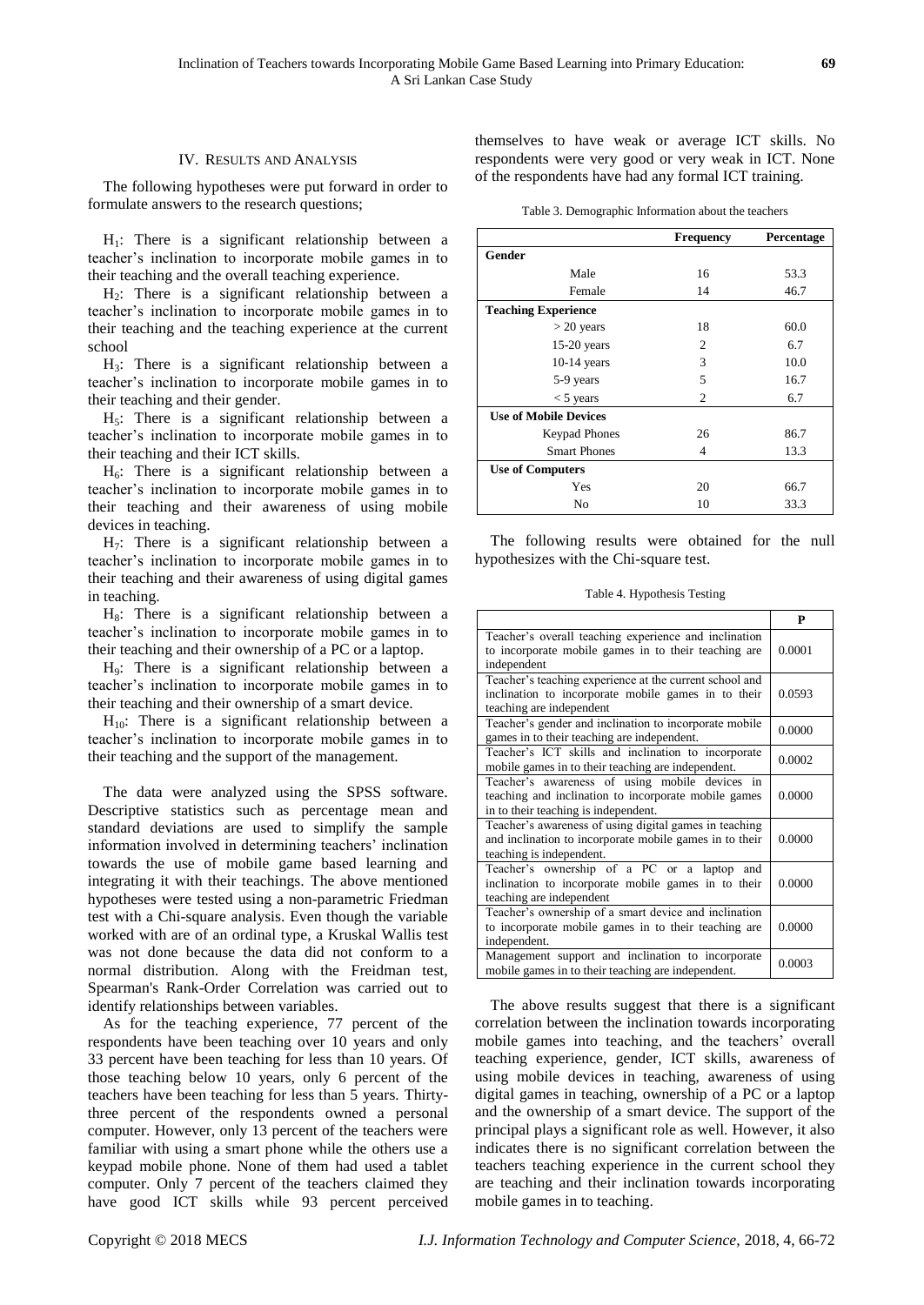## IV. Results and Analysis

The following hypotheses were put forward in order to formulate answers to the research questions;

$H_1$: There is a significant relationship between a teacher's inclination to incorporate mobile games in to their teaching and the overall teaching experience.

$H_2$: There is a significant relationship between a teacher's inclination to incorporate mobile games in to their teaching and the teaching experience at the current school

$H_3$: There is a significant relationship between a teacher's inclination to incorporate mobile games in to their teaching and their gender.

$H_5$: There is a significant relationship between a teacher's inclination to incorporate mobile games in to their teaching and their ICT skills.

$H_6$: There is a significant relationship between a teacher's inclination to incorporate mobile games in to their teaching and their awareness of using mobile devices in teaching.

$H_7$: There is a significant relationship between a teacher's inclination to incorporate mobile games in to their teaching and their awareness of using digital games in teaching.

$H_8$: There is a significant relationship between a teacher's inclination to incorporate mobile games in to their teaching and their ownership of a PC or a laptop.

$H_9$: There is a significant relationship between a teacher's inclination to incorporate mobile games in to their teaching and their ownership of a smart device.

$H_{10}$: There is a significant relationship between a teacher's inclination to incorporate mobile games in to their teaching and the support of the management.

The data were analyzed using the SPSS software. Descriptive statistics such as percentage mean and standard deviations are used to simplify the sample information involved in determining teachers' inclination towards the use of mobile game based learning and integrating it with their teachings. The above mentioned hypotheses were tested using a non-parametric Friedman test with a Chi-square analysis. Even though the variable worked with are of an ordinal type, a Kruskal Wallis test was not done because the data did not conform to a normal distribution. Along with the Freidman test, Spearman's Rank-Order Correlation was carried out to identify relationships between variables.

As for the teaching experience, 77 percent of the respondents have been teaching over 10 years and only 33 percent have been teaching for less than 10 years. Of those teaching below 10 years, only 6 percent of the teachers have been teaching for less than 5 years. Thirty-three percent of the respondents owned a personal computer. However, only 13 percent of the teachers were familiar with using a smart phone while the others use a keypad mobile phone. None of them had used a tablet computer. Only 7 percent of the teachers claimed they have good ICT skills while 93 percent perceived themselves to have weak or average ICT skills. No respondents were very good or very weak in ICT. None of the respondents have had any formal ICT training.

Table 3. Demographic Information about the teachers

| | Frequency | Percentage |
|---|---|---|
| **Gender** | | |
| Male | 16 | 53.3 |
| Female | 14 | 46.7 |
| **Teaching Experience** | | |
| > 20 years | 18 | 60.0 |
| 15-20 years | 2 | 6.7 |
| 10-14 years | 3 | 10.0 |
| 5-9 years | 5 | 16.7 |
| < 5 years | 2 | 6.7 |
| **Use of Mobile Devices** | | |
| Keypad Phones | 26 | 86.7 |
| Smart Phones | 4 | 13.3 |
| **Use of Computers** | | |
| Yes | 20 | 66.7 |
| No | 10 | 33.3 |

The following results were obtained for the null hypothesizes with the Chi-square test.

Table 4. Hypothesis Testing

| | P |
|---|---|
| Teacher's overall teaching experience and inclination to incorporate mobile games in to their teaching are independent | 0.0001 |
| Teacher's teaching experience at the current school and inclination to incorporate mobile games in to their teaching are independent | 0.0593 |
| Teacher's gender and inclination to incorporate mobile games in to their teaching are independent. | 0.0000 |
| Teacher's ICT skills and inclination to incorporate mobile games in to their teaching are independent. | 0.0002 |
| Teacher's awareness of using mobile devices in teaching and inclination to incorporate mobile games in to their teaching is independent. | 0.0000 |
| Teacher's awareness of using digital games in teaching and inclination to incorporate mobile games in to their teaching is independent. | 0.0000 |
| Teacher's ownership of a PC or a laptop and inclination to incorporate mobile games in to their teaching are independent | 0.0000 |
| Teacher's ownership of a smart device and inclination to incorporate mobile games in to their teaching are independent. | 0.0000 |
| Management support and inclination to incorporate mobile games in to their teaching are independent. | 0.0003 |

The above results suggest that there is a significant correlation between the inclination towards incorporating mobile games into teaching, and the teachers' overall teaching experience, gender, ICT skills, awareness of using mobile devices in teaching, awareness of using digital games in teaching, ownership of a PC or a laptop and the ownership of a smart device. The support of the principal plays a significant role as well. However, it also indicates there is no significant correlation between the teachers teaching experience in the current school they are teaching and their inclination towards incorporating mobile games in to teaching.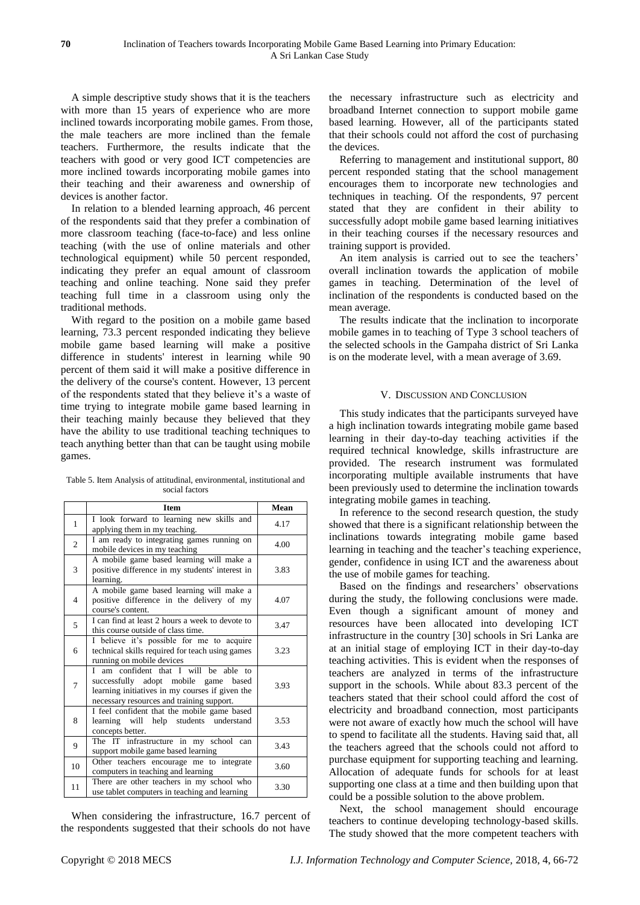A simple descriptive study shows that it is the teachers with more than 15 years of experience who are more inclined towards incorporating mobile games. From those, the male teachers are more inclined than the female teachers. Furthermore, the results indicate that the teachers with good or very good ICT competencies are more inclined towards incorporating mobile games into their teaching and their awareness and ownership of devices is another factor.

In relation to a blended learning approach, 46 percent of the respondents said that they prefer a combination of more classroom teaching (face-to-face) and less online teaching (with the use of online materials and other technological equipment) while 50 percent responded, indicating they prefer an equal amount of classroom teaching and online teaching. None said they prefer teaching full time in a classroom using only the traditional methods.

With regard to the position on a mobile game based learning, 73.3 percent responded indicating they believe mobile game based learning will make a positive difference in students' interest in learning while 90 percent of them said it will make a positive difference in the delivery of the course's content. However, 13 percent of the respondents stated that they believe it's a waste of time trying to integrate mobile game based learning in their teaching mainly because they believed that they have the ability to use traditional teaching techniques to teach anything better than that can be taught using mobile games.

Table 5. Item Analysis of attitudinal, environmental, institutional and social factors

| | Item | Mean |
|---|---|---|
| 1 | I look forward to learning new skills and applying them in my teaching. | 4.17 |
| 2 | I am ready to integrating games running on mobile devices in my teaching | 4.00 |
| 3 | A mobile game based learning will make a positive difference in my students' interest in learning. | 3.83 |
| 4 | A mobile game based learning will make a positive difference in the delivery of my course's content. | 4.07 |
| 5 | I can find at least 2 hours a week to devote to this course outside of class time. | 3.47 |
| 6 | I believe it's possible for me to acquire technical skills required for teach using games running on mobile devices | 3.23 |
| 7 | I am confident that I will be able to successfully adopt mobile game based learning initiatives in my courses if given the necessary resources and training support. | 3.93 |
| 8 | I feel confident that the mobile game based learning will help students understand concepts better. | 3.53 |
| 9 | The IT infrastructure in my school can support mobile game based learning | 3.43 |
| 10 | Other teachers encourage me to integrate computers in teaching and learning | 3.60 |
| 11 | There are other teachers in my school who use tablet computers in teaching and learning | 3.30 |

When considering the infrastructure, 16.7 percent of the respondents suggested that their schools do not have the necessary infrastructure such as electricity and broadband Internet connection to support mobile game based learning. However, all of the participants stated that their schools could not afford the cost of purchasing the devices.

Referring to management and institutional support, 80 percent responded stating that the school management encourages them to incorporate new technologies and techniques in teaching. Of the respondents, 97 percent stated that they are confident in their ability to successfully adopt mobile game based learning initiatives in their teaching courses if the necessary resources and training support is provided.

An item analysis is carried out to see the teachers' overall inclination towards the application of mobile games in teaching. Determination of the level of inclination of the respondents is conducted based on the mean average.

The results indicate that the inclination to incorporate mobile games in to teaching of Type 3 school teachers of the selected schools in the Gampaha district of Sri Lanka is on the moderate level, with a mean average of 3.69.

## V. Discussion and Conclusion

This study indicates that the participants surveyed have a high inclination towards integrating mobile game based learning in their day-to-day teaching activities if the required technical knowledge, skills infrastructure are provided. The research instrument was formulated incorporating multiple available instruments that have been previously used to determine the inclination towards integrating mobile games in teaching.

In reference to the second research question, the study showed that there is a significant relationship between the inclinations towards integrating mobile game based learning in teaching and the teacher's teaching experience, gender, confidence in using ICT and the awareness about the use of mobile games for teaching.

Based on the findings and researchers' observations during the study, the following conclusions were made. Even though a significant amount of money and resources have been allocated into developing ICT infrastructure in the country [30] schools in Sri Lanka are at an initial stage of employing ICT in their day-to-day teaching activities. This is evident when the responses of teachers are analyzed in terms of the infrastructure support in the schools. While about 83.3 percent of the teachers stated that their school could afford the cost of electricity and broadband connection, most participants were not aware of exactly how much the school will have to spend to facilitate all the students. Having said that, all the teachers agreed that the schools could not afford to purchase equipment for supporting teaching and learning. Allocation of adequate funds for schools for at least supporting one class at a time and then building upon that could be a possible solution to the above problem.

Next, the school management should encourage teachers to continue developing technology-based skills. The study showed that the more competent teachers with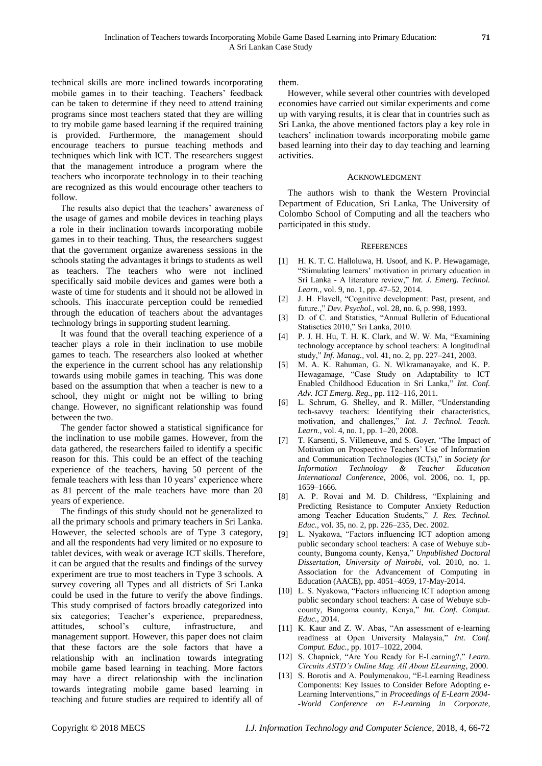technical skills are more inclined towards incorporating mobile games in to their teaching. Teachers' feedback can be taken to determine if they need to attend training programs since most teachers stated that they are willing to try mobile game based learning if the required training is provided. Furthermore, the management should encourage teachers to pursue teaching methods and techniques which link with ICT. The researchers suggest that the management introduce a program where the teachers who incorporate technology in to their teaching are recognized as this would encourage other teachers to follow.

The results also depict that the teachers' awareness of the usage of games and mobile devices in teaching plays a role in their inclination towards incorporating mobile games in to their teaching. Thus, the researchers suggest that the government organize awareness sessions in the schools stating the advantages it brings to students as well as teachers. The teachers who were not inclined specifically said mobile devices and games were both a waste of time for students and it should not be allowed in schools. This inaccurate perception could be remedied through the education of teachers about the advantages technology brings in supporting student learning.

It was found that the overall teaching experience of a teacher plays a role in their inclination to use mobile games to teach. The researchers also looked at whether the experience in the current school has any relationship towards using mobile games in teaching. This was done based on the assumption that when a teacher is new to a school, they might or might not be willing to bring change. However, no significant relationship was found between the two.

The gender factor showed a statistical significance for the inclination to use mobile games. However, from the data gathered, the researchers failed to identify a specific reason for this. This could be an effect of the teaching experience of the teachers, having 50 percent of the female teachers with less than 10 years' experience where as 81 percent of the male teachers have more than 20 years of experience.

The findings of this study should not be generalized to all the primary schools and primary teachers in Sri Lanka. However, the selected schools are of Type 3 category, and all the respondents had very limited or no exposure to tablet devices, with weak or average ICT skills. Therefore, it can be argued that the results and findings of the survey experiment are true to most teachers in Type 3 schools. A survey covering all Types and all districts of Sri Lanka could be used in the future to verify the above findings. This study comprised of factors broadly categorized into six categories; Teacher's experience, preparedness, attitudes, school's culture, infrastructure, and management support. However, this paper does not claim that these factors are the sole factors that have a relationship with an inclination towards integrating mobile game based learning in teaching. More factors may have a direct relationship with the inclination towards integrating mobile game based learning in teaching and future studies are required to identify all of them.

However, while several other countries with developed economies have carried out similar experiments and come up with varying results, it is clear that in countries such as Sri Lanka, the above mentioned factors play a key role in teachers' inclination towards incorporating mobile game based learning into their day to day teaching and learning activities.

## Acknowledgment

The authors wish to thank the Western Provincial Department of Education, Sri Lanka, The University of Colombo School of Computing and all the teachers who participated in this study.

## References

[1] H. K. T. C. Halloluwa, H. Usoof, and K. P. Hewagamage, "Stimulating learners' motivation in primary education in Sri Lanka - A literature review," *Int. J. Emerg. Technol. Learn.*, vol. 9, no. 1, pp. 47–52, 2014.

[2] J. H. Flavell, "Cognitive development: Past, present, and future.," *Dev. Psychol.*, vol. 28, no. 6, p. 998, 1993.

[3] D. of C. and Statistics, "Annual Bulletin of Educational Statisctics 2010," Sri Lanka, 2010.

[4] P. J. H. Hu, T. H. K. Clark, and W. W. Ma, "Examining technology acceptance by school teachers: A longitudinal study," *Inf. Manag.*, vol. 41, no. 2, pp. 227–241, 2003.

[5] M. A. K. Rahuman, G. N. Wikramanayake, and K. P. Hewagamage, "Case Study on Adaptability to lCT Enabled Childhood Education in Sri Lanka," *Int. Conf. Adv. ICT Emerg. Reg.*, pp. 112–116, 2011.

[6] L. Schrum, G. Shelley, and R. Miller, "Understanding tech-savvy teachers: Identifying their characteristics, motivation, and challenges," *Int. J. Technol. Teach. Learn.*, vol. 4, no. 1, pp. 1–20, 2008.

[7] T. Karsenti, S. Villeneuve, and S. Goyer, "The Impact of Motivation on Prospective Teachers' Use of Information and Communication Technologies (ICTs)," in *Society for Information Technology & Teacher Education International Conference*, 2006, vol. 2006, no. 1, pp. 1659–1666.

[8] A. P. Rovai and M. D. Childress, "Explaining and Predicting Resistance to Computer Anxiety Reduction among Teacher Education Students," *J. Res. Technol. Educ.*, vol. 35, no. 2, pp. 226–235, Dec. 2002.

[9] L. Nyakowa, "Factors influencing ICT adoption among public secondary school teachers: A case of Webuye sub-county, Bungoma county, Kenya," *Unpublished Doctoral Dissertation, University of Nairobi*, vol. 2010, no. 1. Association for the Advancement of Computing in Education (AACE), pp. 4051–4059, 17-May-2014.

[10] L. S. Nyakowa, "Factors influencing ICT adoption among public secondary school teachers: A case of Webuye sub-county, Bungoma county, Kenya," *Int. Conf. Comput. Educ.*, 2014.

[11] K. Kaur and Z. W. Abas, "An assessment of e-learning readiness at Open University Malaysia," *Int. Conf. Comput. Educ.*, pp. 1017–1022, 2004.

[12] S. Chapnick, "Are You Ready for E-Learning?," *Learn. Circuits ASTD's Online Mag. All About ELearning*, 2000.

[13] S. Borotis and A. Poulymenakou, "E-Learning Readiness Components: Key Issues to Consider Before Adopting e-Learning Interventions," in *Proceedings of E-Learn 2004--World Conference on E-Learning in Corporate,*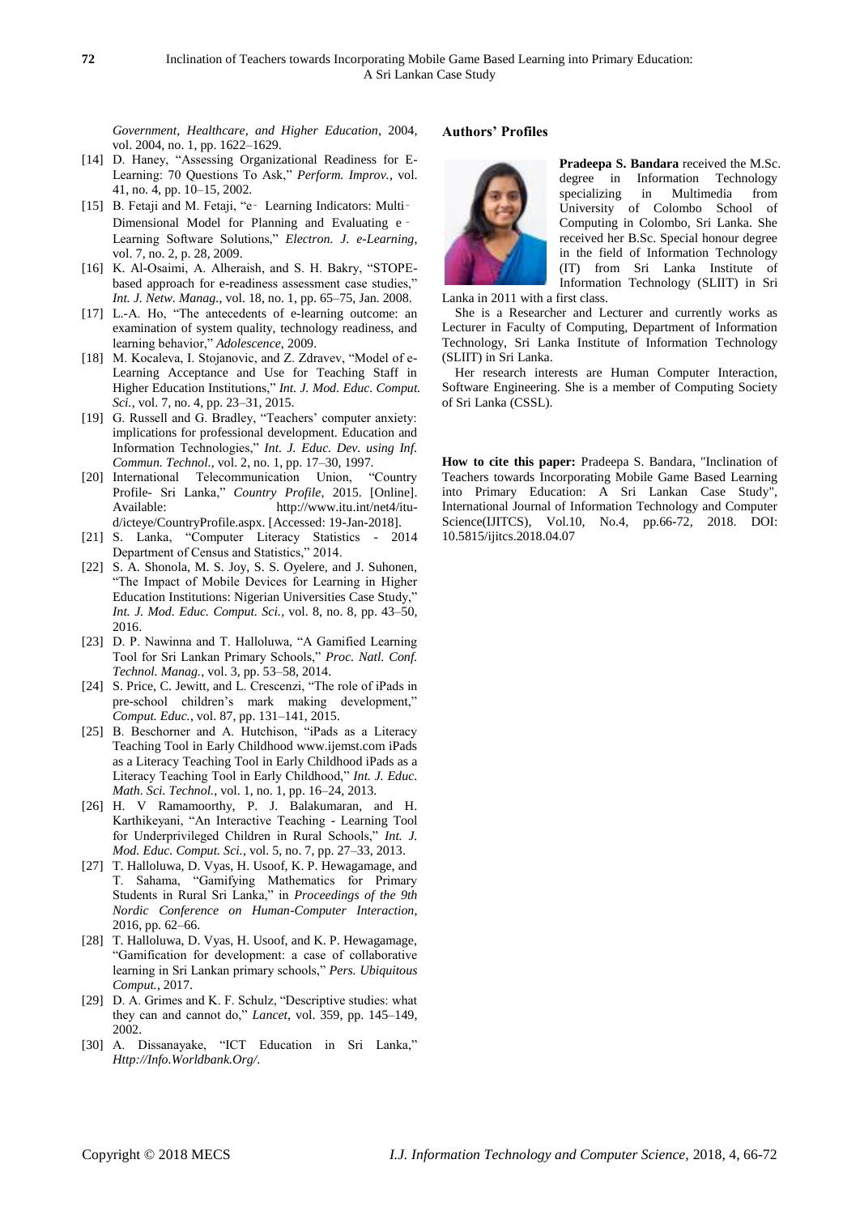*Government, Healthcare, and Higher Education*, 2004, vol. 2004, no. 1, pp. 1622–1629.

[14] D. Haney, "Assessing Organizational Readiness for E-Learning: 70 Questions To Ask," *Perform. Improv.*, vol. 41, no. 4, pp. 10–15, 2002.

[15] B. Fetaji and M. Fetaji, "e‐Learning Indicators: Multi‐Dimensional Model for Planning and Evaluating e‐Learning Software Solutions," *Electron. J. e-Learning*, vol. 7, no. 2, p. 28, 2009.

[16] K. Al-Osaimi, A. Alheraish, and S. H. Bakry, "STOPE-based approach for e-readiness assessment case studies," *Int. J. Netw. Manag.*, vol. 18, no. 1, pp. 65–75, Jan. 2008.

[17] L.-A. Ho, "The antecedents of e-learning outcome: an examination of system quality, technology readiness, and learning behavior," *Adolescence*, 2009.

[18] M. Kocaleva, I. Stojanovic, and Z. Zdravev, "Model of e-Learning Acceptance and Use for Teaching Staff in Higher Education Institutions," *Int. J. Mod. Educ. Comput. Sci.*, vol. 7, no. 4, pp. 23–31, 2015.

[19] G. Russell and G. Bradley, "Teachers' computer anxiety: implications for professional development. Education and Information Technologies," *Int. J. Educ. Dev. using Inf. Commun. Technol.*, vol. 2, no. 1, pp. 17–30, 1997.

[20] International Telecommunication Union, "Country Profile- Sri Lanka," *Country Profile*, 2015. [Online]. Available: http://www.itu.int/net4/itu-d/icteye/CountryProfile.aspx. [Accessed: 19-Jan-2018].

[21] S. Lanka, "Computer Literacy Statistics - 2014 Department of Census and Statistics," 2014.

[22] S. A. Shonola, M. S. Joy, S. S. Oyelere, and J. Suhonen, "The Impact of Mobile Devices for Learning in Higher Education Institutions: Nigerian Universities Case Study," *Int. J. Mod. Educ. Comput. Sci.*, vol. 8, no. 8, pp. 43–50, 2016.

[23] D. P. Nawinna and T. Halloluwa, "A Gamified Learning Tool for Sri Lankan Primary Schools," *Proc. Natl. Conf. Technol. Manag.*, vol. 3, pp. 53–58, 2014.

[24] S. Price, C. Jewitt, and L. Crescenzi, "The role of iPads in pre-school children's mark making development," *Comput. Educ.*, vol. 87, pp. 131–141, 2015.

[25] B. Beschorner and A. Hutchison, "iPads as a Literacy Teaching Tool in Early Childhood www.ijemst.com iPads as a Literacy Teaching Tool in Early Childhood iPads as a Literacy Teaching Tool in Early Childhood," *Int. J. Educ. Math. Sci. Technol.*, vol. 1, no. 1, pp. 16–24, 2013.

[26] H. V Ramamoorthy, P. J. Balakumaran, and H. Karthikeyani, "An Interactive Teaching - Learning Tool for Underprivileged Children in Rural Schools," *Int. J. Mod. Educ. Comput. Sci.*, vol. 5, no. 7, pp. 27–33, 2013.

[27] T. Halloluwa, D. Vyas, H. Usoof, K. P. Hewagamage, and T. Sahama, "Gamifying Mathematics for Primary Students in Rural Sri Lanka," in *Proceedings of the 9th Nordic Conference on Human-Computer Interaction*, 2016, pp. 62–66.

[28] T. Halloluwa, D. Vyas, H. Usoof, and K. P. Hewagamage, "Gamification for development: a case of collaborative learning in Sri Lankan primary schools," *Pers. Ubiquitous Comput.*, 2017.

[29] D. A. Grimes and K. F. Schulz, "Descriptive studies: what they can and cannot do," *Lancet*, vol. 359, pp. 145–149, 2002.

[30] A. Dissanayake, "ICT Education in Sri Lanka," *Http://Info.Worldbank.Org/*.

## Authors' Profiles

**Pradeepa S. Bandara** received the M.Sc. degree in Information Technology specializing in Multimedia from University of Colombo School of Computing in Colombo, Sri Lanka. She received her B.Sc. Special honour degree in the field of Information Technology (IT) from Sri Lanka Institute of Information Technology (SLIIT) in Sri Lanka in 2011 with a first class.

She is a Researcher and Lecturer and currently works as Lecturer in Faculty of Computing, Department of Information Technology, Sri Lanka Institute of Information Technology (SLIIT) in Sri Lanka.

Her research interests are Human Computer Interaction, Software Engineering. She is a member of Computing Society of Sri Lanka (CSSL).

**How to cite this paper:** Pradeepa S. Bandara, "Inclination of Teachers towards Incorporating Mobile Game Based Learning into Primary Education: A Sri Lankan Case Study", International Journal of Information Technology and Computer Science(IJITCS), Vol.10, No.4, pp.66-72, 2018. DOI: 10.5815/ijitcs.2018.04.07